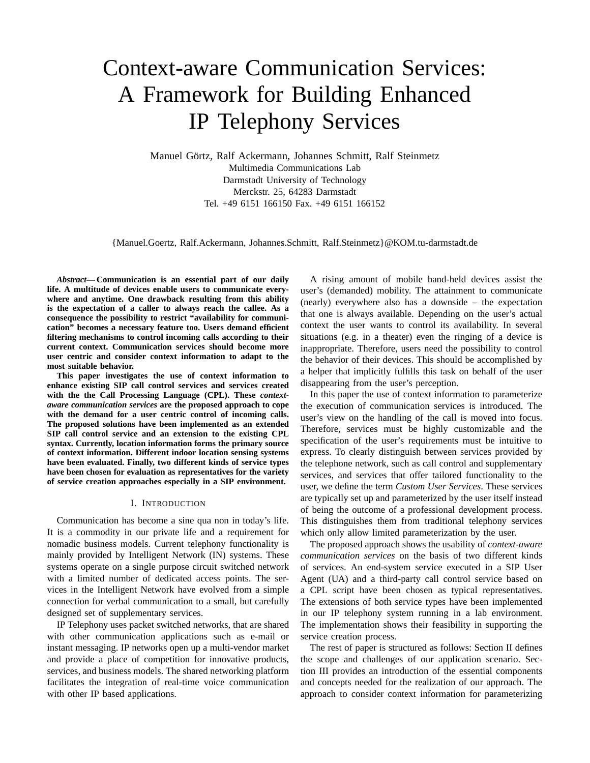# Context-aware Communication Services: A Framework for Building Enhanced IP Telephony Services

Manuel Görtz, Ralf Ackermann, Johannes Schmitt, Ralf Steinmetz
Multimedia Communications Lab
Darmstadt University of Technology
Merckstr. 25, 64283 Darmstadt
Tel. +49 6151 166150 Fax. +49 6151 166152

{Manuel.Goertz, Ralf.Ackermann, Johannes.Schmitt, Ralf.Steinmetz}@KOM.tu-darmstadt.de

***Abstract*— Communication is an essential part of our daily life. A multitude of devices enable users to communicate everywhere and anytime. One drawback resulting from this ability is the expectation of a caller to always reach the callee. As a consequence the possibility to restrict "availability for communication" becomes a necessary feature too. Users demand efficient filtering mechanisms to control incoming calls according to their current context. Communication services should become more user centric and consider context information to adapt to the most suitable behavior.**

**This paper investigates the use of context information to enhance existing SIP call control services and services created with the the Call Processing Language (CPL). These *context-aware communication services* are the proposed approach to cope with the demand for a user centric control of incoming calls. The proposed solutions have been implemented as an extended SIP call control service and an extension to the existing CPL syntax. Currently, location information forms the primary source of context information. Different indoor location sensing systems have been evaluated. Finally, two different kinds of service types have been chosen for evaluation as representatives for the variety of service creation approaches especially in a SIP environment.**

## I. Introduction

Communication has become a sine qua non in today's life. It is a commodity in our private life and a requirement for nomadic business models. Current telephony functionality is mainly provided by Intelligent Network (IN) systems. These systems operate on a single purpose circuit switched network with a limited number of dedicated access points. The services in the Intelligent Network have evolved from a simple connection for verbal communication to a small, but carefully designed set of supplementary services.

IP Telephony uses packet switched networks, that are shared with other communication applications such as e-mail or instant messaging. IP networks open up a multi-vendor market and provide a place of competition for innovative products, services, and business models. The shared networking platform facilitates the integration of real-time voice communication with other IP based applications.

A rising amount of mobile hand-held devices assist the user's (demanded) mobility. The attainment to communicate (nearly) everywhere also has a downside – the expectation that one is always available. Depending on the user's actual context the user wants to control its availability. In several situations (e.g. in a theater) even the ringing of a device is inappropriate. Therefore, users need the possibility to control the behavior of their devices. This should be accomplished by a helper that implicitly fulfills this task on behalf of the user disappearing from the user's perception.

In this paper the use of context information to parameterize the execution of communication services is introduced. The user's view on the handling of the call is moved into focus. Therefore, services must be highly customizable and the specification of the user's requirements must be intuitive to express. To clearly distinguish between services provided by the telephone network, such as call control and supplementary services, and services that offer tailored functionality to the user, we define the term *Custom User Services*. These services are typically set up and parameterized by the user itself instead of being the outcome of a professional development process. This distinguishes them from traditional telephony services which only allow limited parameterization by the user.

The proposed approach shows the usability of *context-aware communication services* on the basis of two different kinds of services. An end-system service executed in a SIP User Agent (UA) and a third-party call control service based on a CPL script have been chosen as typical representatives. The extensions of both service types have been implemented in our IP telephony system running in a lab environment. The implementation shows their feasibility in supporting the service creation process.

The rest of paper is structured as follows: Section II defines the scope and challenges of our application scenario. Section III provides an introduction of the essential components and concepts needed for the realization of our approach. The approach to consider context information for parameterizing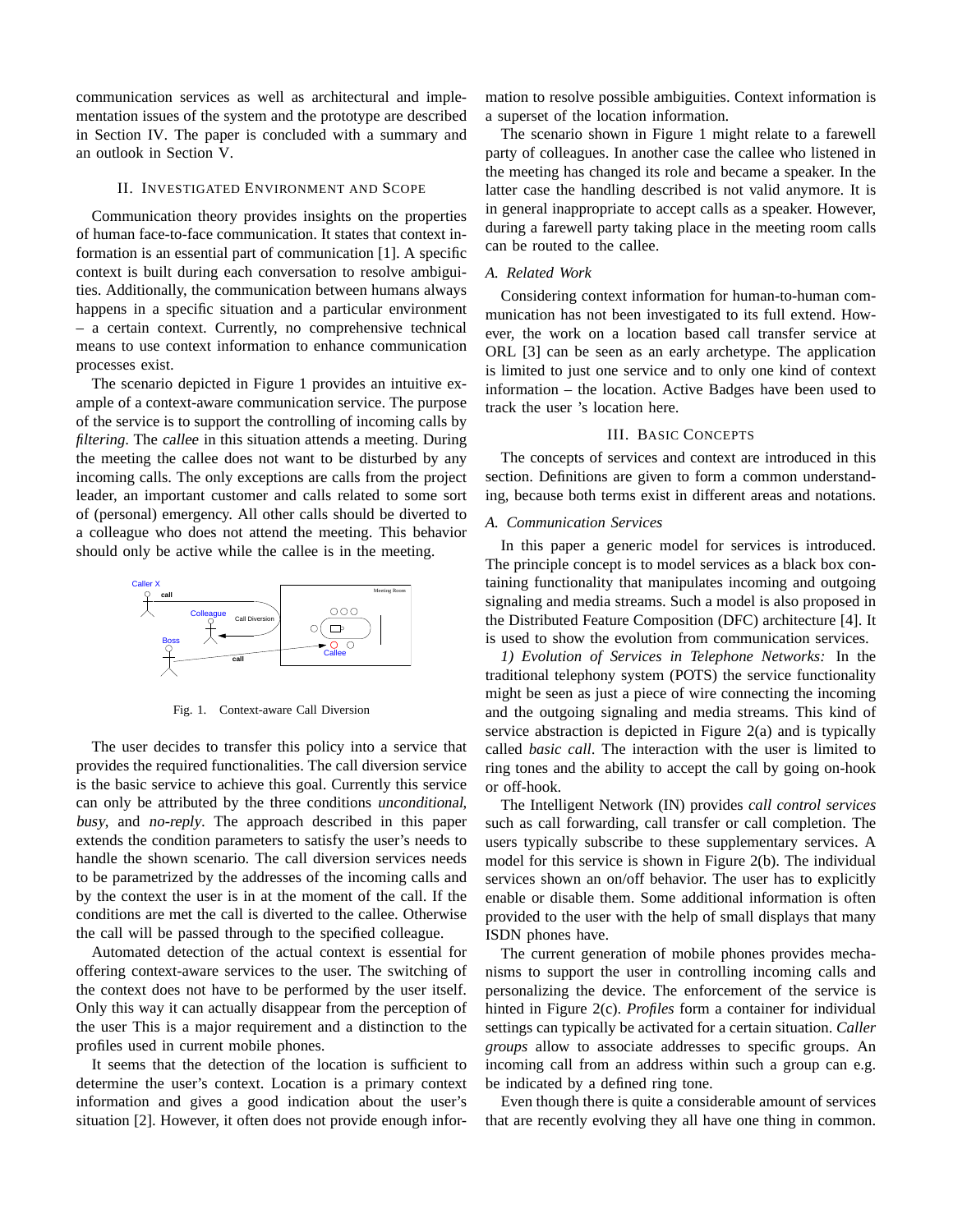communication services as well as architectural and implementation issues of the system and the prototype are described in Section IV. The paper is concluded with a summary and an outlook in Section V.

## II. Investigated Environment and Scope

Communication theory provides insights on the properties of human face-to-face communication. It states that context information is an essential part of communication [1]. A specific context is built during each conversation to resolve ambiguities. Additionally, the communication between humans always happens in a specific situation and a particular environment – a certain context. Currently, no comprehensive technical means to use context information to enhance communication processes exist.

The scenario depicted in Figure 1 provides an intuitive example of a context-aware communication service. The purpose of the service is to support the controlling of incoming calls by *filtering*. The *callee* in this situation attends a meeting. During the meeting the callee does not want to be disturbed by any incoming calls. The only exceptions are calls from the project leader, an important customer and calls related to some sort of (personal) emergency. All other calls should be diverted to a colleague who does not attend the meeting. This behavior should only be active while the callee is in the meeting.

Fig. 1. Context-aware Call Diversion

The user decides to transfer this policy into a service that provides the required functionalities. The call diversion service is the basic service to achieve this goal. Currently this service can only be attributed by the three conditions *unconditional*, *busy*, and *no-reply*. The approach described in this paper extends the condition parameters to satisfy the user's needs to handle the shown scenario. The call diversion services needs to be parametrized by the addresses of the incoming calls and by the context the user is in at the moment of the call. If the conditions are met the call is diverted to the callee. Otherwise the call will be passed through to the specified colleague.

Automated detection of the actual context is essential for offering context-aware services to the user. The switching of the context does not have to be performed by the user itself. Only this way it can actually disappear from the perception of the user This is a major requirement and a distinction to the profiles used in current mobile phones.

It seems that the detection of the location is sufficient to determine the user's context. Location is a primary context information and gives a good indication about the user's situation [2]. However, it often does not provide enough information to resolve possible ambiguities. Context information is a superset of the location information.

The scenario shown in Figure 1 might relate to a farewell party of colleagues. In another case the callee who listened in the meeting has changed its role and became a speaker. In the latter case the handling described is not valid anymore. It is in general inappropriate to accept calls as a speaker. However, during a farewell party taking place in the meeting room calls can be routed to the callee.

### A. Related Work

Considering context information for human-to-human communication has not been investigated to its full extend. However, the work on a location based call transfer service at ORL [3] can be seen as an early archetype. The application is limited to just one service and to only one kind of context information – the location. Active Badges have been used to track the user 's location here.

## III. Basic Concepts

The concepts of services and context are introduced in this section. Definitions are given to form a common understanding, because both terms exist in different areas and notations.

### A. Communication Services

In this paper a generic model for services is introduced. The principle concept is to model services as a black box containing functionality that manipulates incoming and outgoing signaling and media streams. Such a model is also proposed in the Distributed Feature Composition (DFC) architecture [4]. It is used to show the evolution from communication services.

*1) Evolution of Services in Telephone Networks:* In the traditional telephony system (POTS) the service functionality might be seen as just a piece of wire connecting the incoming and the outgoing signaling and media streams. This kind of service abstraction is depicted in Figure 2(a) and is typically called *basic call*. The interaction with the user is limited to ring tones and the ability to accept the call by going on-hook or off-hook.

The Intelligent Network (IN) provides *call control services* such as call forwarding, call transfer or call completion. The users typically subscribe to these supplementary services. A model for this service is shown in Figure 2(b). The individual services shown an on/off behavior. The user has to explicitly enable or disable them. Some additional information is often provided to the user with the help of small displays that many ISDN phones have.

The current generation of mobile phones provides mechanisms to support the user in controlling incoming calls and personalizing the device. The enforcement of the service is hinted in Figure 2(c). *Profiles* form a container for individual settings can typically be activated for a certain situation. *Caller groups* allow to associate addresses to specific groups. An incoming call from an address within such a group can e.g. be indicated by a defined ring tone.

Even though there is quite a considerable amount of services that are recently evolving they all have one thing in common.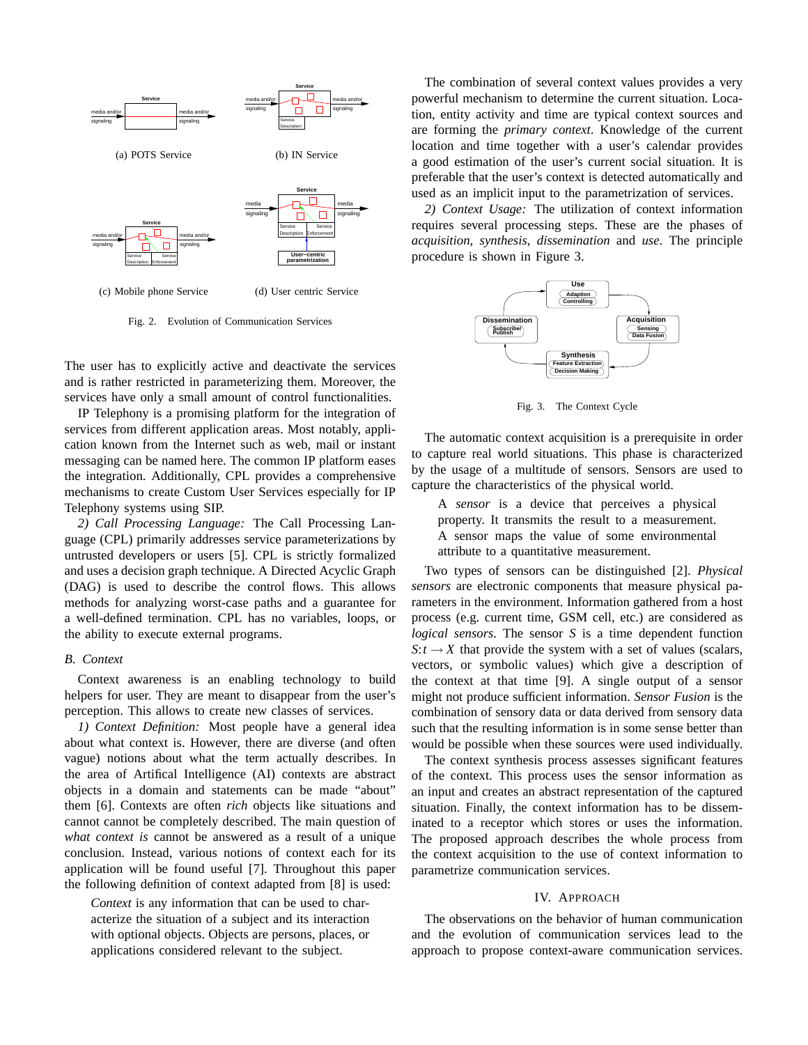(a) POTS Service

(b) IN Service

(c) Mobile phone Service

(d) User centric Service

Fig. 2. Evolution of Communication Services

The user has to explicitly active and deactivate the services and is rather restricted in parameterizing them. Moreover, the services have only a small amount of control functionalities.

IP Telephony is a promising platform for the integration of services from different application areas. Most notably, application known from the Internet such as web, mail or instant messaging can be named here. The common IP platform eases the integration. Additionally, CPL provides a comprehensive mechanisms to create Custom User Services especially for IP Telephony systems using SIP.

*2) Call Processing Language:* The Call Processing Language (CPL) primarily addresses service parameterizations by untrusted developers or users [5]. CPL is strictly formalized and uses a decision graph technique. A Directed Acyclic Graph (DAG) is used to describe the control flows. This allows methods for analyzing worst-case paths and a guarantee for a well-defined termination. CPL has no variables, loops, or the ability to execute external programs.

### B. Context

Context awareness is an enabling technology to build helpers for user. They are meant to disappear from the user's perception. This allows to create new classes of services.

*1) Context Definition:* Most people have a general idea about what context is. However, there are diverse (and often vague) notions about what the term actually describes. In the area of Artifical Intelligence (AI) contexts are abstract objects in a domain and statements can be made "about" them [6]. Contexts are often *rich* objects like situations and cannot cannot be completely described. The main question of *what context is* cannot be answered as a result of a unique conclusion. Instead, various notions of context each for its application will be found useful [7]. Throughout this paper the following definition of context adapted from [8] is used:

> *Context* is any information that can be used to characterize the situation of a subject and its interaction with optional objects. Objects are persons, places, or applications considered relevant to the subject.

The combination of several context values provides a very powerful mechanism to determine the current situation. Location, entity activity and time are typical context sources and are forming the *primary context*. Knowledge of the current location and time together with a user's calendar provides a good estimation of the user's current social situation. It is preferable that the user's context is detected automatically and used as an implicit input to the parametrization of services.

*2) Context Usage:* The utilization of context information requires several processing steps. These are the phases of *acquisition*, *synthesis*, *dissemination* and *use*. The principle procedure is shown in Figure 3.

Fig. 3. The Context Cycle

The automatic context acquisition is a prerequisite in order to capture real world situations. This phase is characterized by the usage of a multitude of sensors. Sensors are used to capture the characteristics of the physical world.

> A *sensor* is a device that perceives a physical property. It transmits the result to a measurement. A sensor maps the value of some environmental attribute to a quantitative measurement.

Two types of sensors can be distinguished [2]. *Physical sensors* are electronic components that measure physical parameters in the environment. Information gathered from a host process (e.g. current time, GSM cell, etc.) are considered as *logical sensors*. The sensor $S$ is a time dependent function $S : t \rightarrow X$ that provide the system with a set of values (scalars, vectors, or symbolic values) which give a description of the context at that time [9]. A single output of a sensor might not produce sufficient information. *Sensor Fusion* is the combination of sensory data or data derived from sensory data such that the resulting information is in some sense better than would be possible when these sources were used individually.

The context synthesis process assesses significant features of the context. This process uses the sensor information as an input and creates an abstract representation of the captured situation. Finally, the context information has to be disseminated to a receptor which stores or uses the information. The proposed approach describes the whole process from the context acquisition to the use of context information to parametrize communication services.

## IV. Approach

The observations on the behavior of human communication and the evolution of communication services lead to the approach to propose context-aware communication services.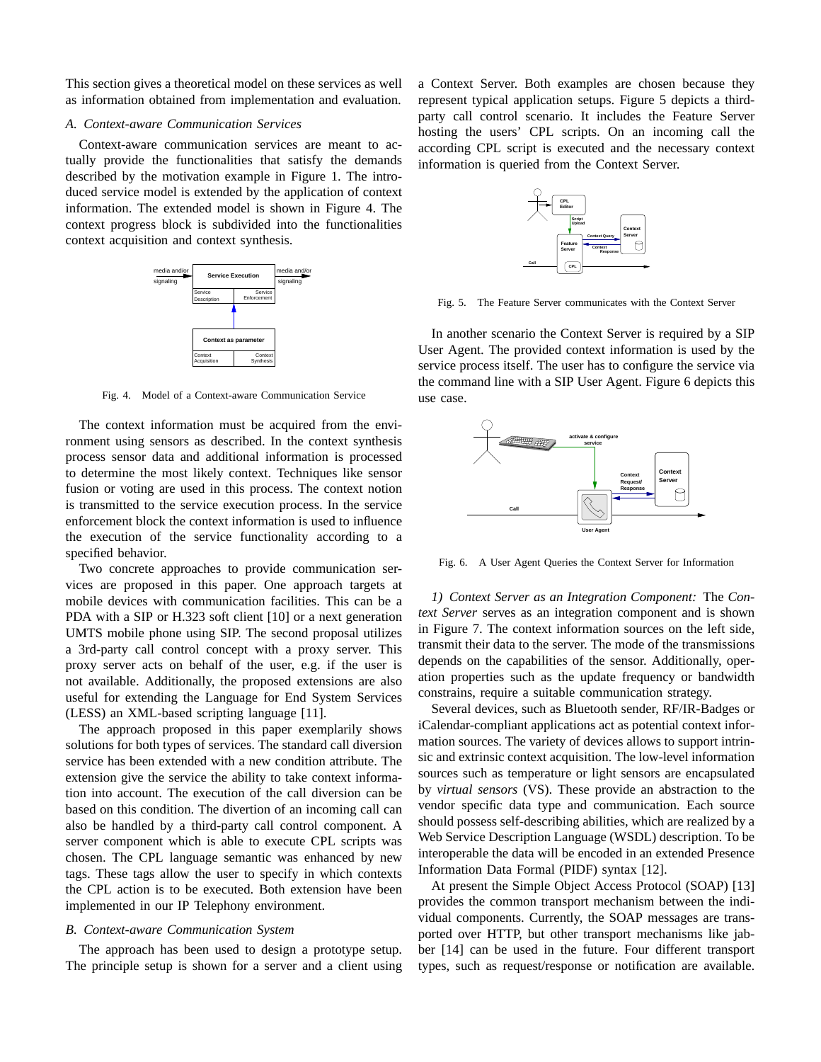This section gives a theoretical model on these services as well as information obtained from implementation and evaluation.

### A. Context-aware Communication Services

Context-aware communication services are meant to actually provide the functionalities that satisfy the demands described by the motivation example in Figure 1. The introduced service model is extended by the application of context information. The extended model is shown in Figure 4. The context progress block is subdivided into the functionalities context acquisition and context synthesis.

Fig. 4. Model of a Context-aware Communication Service

The context information must be acquired from the environment using sensors as described. In the context synthesis process sensor data and additional information is processed to determine the most likely context. Techniques like sensor fusion or voting are used in this process. The context notion is transmitted to the service execution process. In the service enforcement block the context information is used to influence the execution of the service functionality according to a specified behavior.

Two concrete approaches to provide communication services are proposed in this paper. One approach targets at mobile devices with communication facilities. This can be a PDA with a SIP or H.323 soft client [10] or a next generation UMTS mobile phone using SIP. The second proposal utilizes a 3rd-party call control concept with a proxy server. This proxy server acts on behalf of the user, e.g. if the user is not available. Additionally, the proposed extensions are also useful for extending the Language for End System Services (LESS) an XML-based scripting language [11].

The approach proposed in this paper exemplarily shows solutions for both types of services. The standard call diversion service has been extended with a new condition attribute. The extension give the service the ability to take context information into account. The execution of the call diversion can be based on this condition. The divertion of an incoming call can also be handled by a third-party call control component. A server component which is able to execute CPL scripts was chosen. The CPL language semantic was enhanced by new tags. These tags allow the user to specify in which contexts the CPL action is to be executed. Both extension have been implemented in our IP Telephony environment.

### B. Context-aware Communication System

The approach has been used to design a prototype setup. The principle setup is shown for a server and a client using a Context Server. Both examples are chosen because they represent typical application setups. Figure 5 depicts a third-party call control scenario. It includes the Feature Server hosting the users' CPL scripts. On an incoming call the according CPL script is executed and the necessary context information is queried from the Context Server.

Fig. 5. The Feature Server communicates with the Context Server

In another scenario the Context Server is required by a SIP User Agent. The provided context information is used by the service process itself. The user has to configure the service via the command line with a SIP User Agent. Figure 6 depicts this use case.

Fig. 6. A User Agent Queries the Context Server for Information

*1) Context Server as an Integration Component:* The *Context Server* serves as an integration component and is shown in Figure 7. The context information sources on the left side, transmit their data to the server. The mode of the transmissions depends on the capabilities of the sensor. Additionally, operation properties such as the update frequency or bandwidth constrains, require a suitable communication strategy.

Several devices, such as Bluetooth sender, RF/IR-Badges or iCalendar-compliant applications act as potential context information sources. The variety of devices allows to support intrinsic and extrinsic context acquisition. The low-level information sources such as temperature or light sensors are encapsulated by *virtual sensors* (VS). These provide an abstraction to the vendor specific data type and communication. Each source should possess self-describing abilities, which are realized by a Web Service Description Language (WSDL) description. To be interoperable the data will be encoded in an extended Presence Information Data Formal (PIDF) syntax [12].

At present the Simple Object Access Protocol (SOAP) [13] provides the common transport mechanism between the individual components. Currently, the SOAP messages are transported over HTTP, but other transport mechanisms like jabber [14] can be used in the future. Four different transport types, such as request/response or notification are available.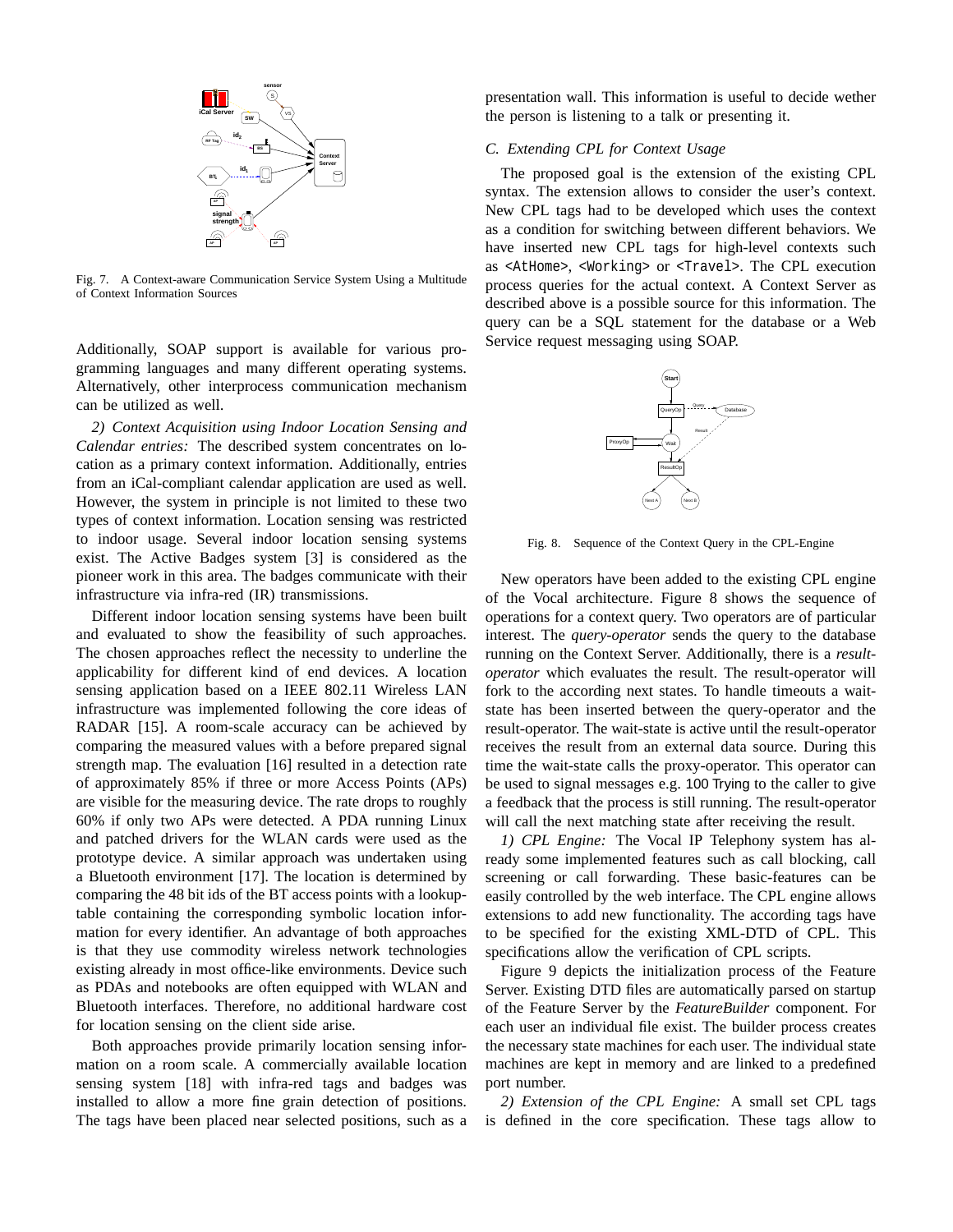Fig. 7. A Context-aware Communication Service System Using a Multitude of Context Information Sources

Additionally, SOAP support is available for various programming languages and many different operating systems. Alternatively, other interprocess communication mechanism can be utilized as well.

*2) Context Acquisition using Indoor Location Sensing and Calendar entries:* The described system concentrates on location as a primary context information. Additionally, entries from an iCal-compliant calendar application are used as well. However, the system in principle is not limited to these two types of context information. Location sensing was restricted to indoor usage. Several indoor location sensing systems exist. The Active Badges system [3] is considered as the pioneer work in this area. The badges communicate with their infrastructure via infra-red (IR) transmissions.

Different indoor location sensing systems have been built and evaluated to show the feasibility of such approaches. The chosen approaches reflect the necessity to underline the applicability for different kind of end devices. A location sensing application based on a IEEE 802.11 Wireless LAN infrastructure was implemented following the core ideas of RADAR [15]. A room-scale accuracy can be achieved by comparing the measured values with a before prepared signal strength map. The evaluation [16] resulted in a detection rate of approximately 85% if three or more Access Points (APs) are visible for the measuring device. The rate drops to roughly 60% if only two APs were detected. A PDA running Linux and patched drivers for the WLAN cards were used as the prototype device. A similar approach was undertaken using a Bluetooth environment [17]. The location is determined by comparing the 48 bit ids of the BT access points with a lookup-table containing the corresponding symbolic location information for every identifier. An advantage of both approaches is that they use commodity wireless network technologies existing already in most office-like environments. Device such as PDAs and notebooks are often equipped with WLAN and Bluetooth interfaces. Therefore, no additional hardware cost for location sensing on the client side arise.

Both approaches provide primarily location sensing information on a room scale. A commercially available location sensing system [18] with infra-red tags and badges was installed to allow a more fine grain detection of positions. The tags have been placed near selected positions, such as a presentation wall. This information is useful to decide wether the person is listening to a talk or presenting it.

### C. Extending CPL for Context Usage

The proposed goal is the extension of the existing CPL syntax. The extension allows to consider the user's context. New CPL tags had to be developed which uses the context as a condition for switching between different behaviors. We have inserted new CPL tags for high-level contexts such as `<AtHome>`, `<Working>` or `<Travel>`. The CPL execution process queries for the actual context. A Context Server as described above is a possible source for this information. The query can be a SQL statement for the database or a Web Service request messaging using SOAP.

Fig. 8. Sequence of the Context Query in the CPL-Engine

New operators have been added to the existing CPL engine of the Vocal architecture. Figure 8 shows the sequence of operations for a context query. Two operators are of particular interest. The *query-operator* sends the query to the database running on the Context Server. Additionally, there is a *result-operator* which evaluates the result. The result-operator will fork to the according next states. To handle timeouts a wait-state has been inserted between the query-operator and the result-operator. The wait-state is active until the result-operator receives the result from an external data source. During this time the wait-state calls the proxy-operator. This operator can be used to signal messages e.g. `100 Trying` to the caller to give a feedback that the process is still running. The result-operator will call the next matching state after receiving the result.

*1) CPL Engine:* The Vocal IP Telephony system has already some implemented features such as call blocking, call screening or call forwarding. These basic-features can be easily controlled by the web interface. The CPL engine allows extensions to add new functionality. The according tags have to be specified for the existing XML-DTD of CPL. This specifications allow the verification of CPL scripts.

Figure 9 depicts the initialization process of the Feature Server. Existing DTD files are automatically parsed on startup of the Feature Server by the *FeatureBuilder* component. For each user an individual file exist. The builder process creates the necessary state machines for each user. The individual state machines are kept in memory and are linked to a predefined port number.

*2) Extension of the CPL Engine:* A small set CPL tags is defined in the core specification. These tags allow to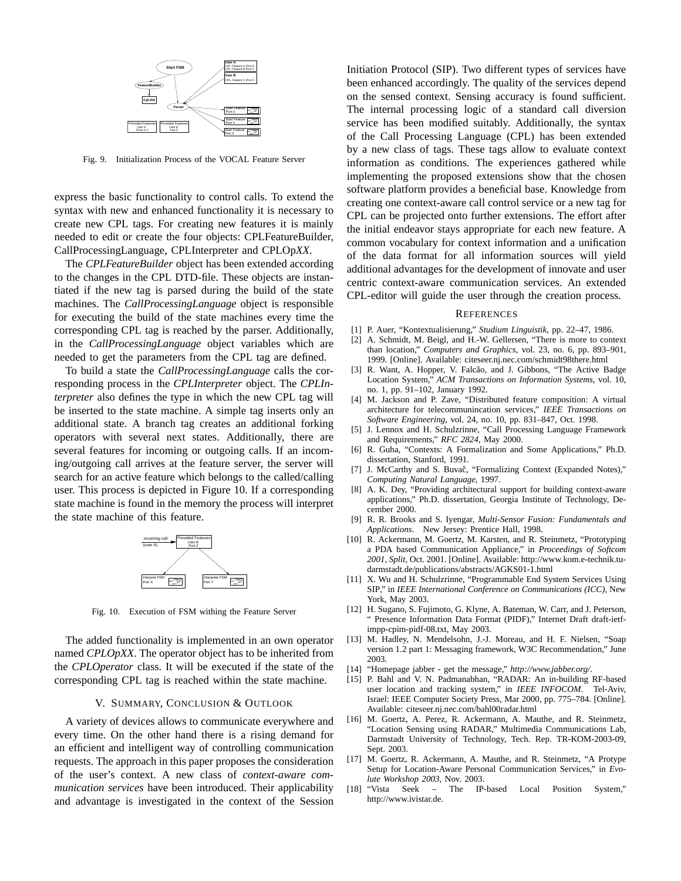Fig. 9. Initialization Process of the VOCAL Feature Server

express the basic functionality to control calls. To extend the syntax with new and enhanced functionality it is necessary to create new CPL tags. For creating new features it is mainly needed to edit or create the four objects: CPLFeatureBuilder, CallProcessingLanguage, CPLInterpreter and CPLOp*XX*.

The *CPLFeatureBuilder* object has been extended according to the changes in the CPL DTD-file. These objects are instantiated if the new tag is parsed during the build of the state machines. The *CallProcessingLanguage* object is responsible for executing the build of the state machines every time the corresponding CPL tag is reached by the parser. Additionally, in the *CallProcessingLanguage* object variables which are needed to get the parameters from the CPL tag are defined.

To build a state the *CallProcessingLanguage* calls the corresponding process in the *CPLInterpreter* object. The *CPLInterpreter* also defines the type in which the new CPL tag will be inserted to the state machine. A simple tag inserts only an additional state. A branch tag creates an additional forking operators with several next states. Additionally, there are several features for incoming or outgoing calls. If an incoming/outgoing call arrives at the feature server, the server will search for an active feature which belongs to the called/calling user. This process is depicted in Figure 10. If a corresponding state machine is found in the memory the process will interpret the state machine of this feature.

Fig. 10. Execution of FSM withing the Feature Server

The added functionality is implemented in an own operator named *CPLOpXX*. The operator object has to be inherited from the *CPLOperator* class. It will be executed if the state of the corresponding CPL tag is reached within the state machine.

## V. Summary, Conclusion & Outlook

A variety of devices allows to communicate everywhere and every time. On the other hand there is a rising demand for an efficient and intelligent way of controlling communication requests. The approach in this paper proposes the consideration of the user's context. A new class of *context-aware communication services* have been introduced. Their applicability and advantage is investigated in the context of the Session Initiation Protocol (SIP). Two different types of services have been enhanced accordingly. The quality of the services depend on the sensed context. Sensing accuracy is found sufficient. The internal processing logic of a standard call diversion service has been modified suitably. Additionally, the syntax of the Call Processing Language (CPL) has been extended by a new class of tags. These tags allow to evaluate context information as conditions. The experiences gathered while implementing the proposed extensions show that the chosen software platform provides a beneficial base. Knowledge from creating one context-aware call control service or a new tag for CPL can be projected onto further extensions. The effort after the initial endeavor stays appropriate for each new feature. A common vocabulary for context information and a unification of the data format for all information sources will yield additional advantages for the development of innovate and user centric context-aware communication services. An extended CPL-editor will guide the user through the creation process.

## References

[1] P. Auer, "Kontextualisierung," *Studium Linguistik*, pp. 22–47, 1986.

[2] A. Schmidt, M. Beigl, and H.-W. Gellersen, "There is more to context than location," *Computers and Graphics*, vol. 23, no. 6, pp. 893–901, 1999. [Online]. Available: citeseer.nj.nec.com/schmidt98there.html

[3] R. Want, A. Hopper, V. Falcão, and J. Gibbons, "The Active Badge Location System," *ACM Transactions on Information Systems*, vol. 10, no. 1, pp. 91–102, January 1992.

[4] M. Jackson and P. Zave, "Distributed feature composition: A virtual architecture for telecommunincation services," *IEEE Transactions on Software Engineering*, vol. 24, no. 10, pp. 831–847, Oct. 1998.

[5] J. Lennox and H. Schulzrinne, "Call Processing Language Framework and Requirements," *RFC 2824*, May 2000.

[6] R. Guha, "Contexts: A Formalization and Some Applications," Ph.D. dissertation, Stanford, 1991.

[7] J. McCarthy and S. Buvač, "Formalizing Context (Expanded Notes)," *Computing Natural Language*, 1997.

[8] A. K. Dey, "Providing architectural support for building context-aware applications," Ph.D. dissertation, Georgia Institute of Technology, December 2000.

[9] R. R. Brooks and S. Iyengar, *Multi-Sensor Fusion: Fundamentals and Applications*. New Jersey: Prentice Hall, 1998.

[10] R. Ackermann, M. Goertz, M. Karsten, and R. Steinmetz, "Prototyping a PDA based Communication Appliance," in *Proceedings of Softcom 2001, Split*, Oct. 2001. [Online]. Available: http://www.kom.e-technik.tu-darmstadt.de/publications/abstracts/AGKS01-1.html

[11] X. Wu and H. Schulzrinne, "Programmable End System Services Using SIP," in *IEEE International Conference on Communications (ICC)*, New York, May 2003.

[12] H. Sugano, S. Fujimoto, G. Klyne, A. Bateman, W. Carr, and J. Peterson, " Presence Information Data Format (PIDF)," Internet Draft draft-ietf-impp-cpim-pidf-08.txt, May 2003.

[13] M. Hadley, N. Mendelsohn, J.-J. Moreau, and H. F. Nielsen, "Soap version 1.2 part 1: Messaging framework, W3C Recommendation," June 2003.

[14] "Homepage jabber - get the message," *http://www.jabber.org/*.

[15] P. Bahl and V. N. Padmanabhan, "RADAR: An in-building RF-based user location and tracking system," in *IEEE INFOCOM*. Tel-Aviv, Israel: IEEE Computer Society Press, Mar 2000, pp. 775–784. [Online]. Available: citeseer.nj.nec.com/bahl00radar.html

[16] M. Goertz, A. Perez, R. Ackermann, A. Mauthe, and R. Steinmetz, "Location Sensing using RADAR," Multimedia Communications Lab, Darmstadt University of Technology, Tech. Rep. TR-KOM-2003-09, Sept. 2003.

[17] M. Goertz, R. Ackermann, A. Mauthe, and R. Steinmetz, "A Protype Setup for Location-Aware Personal Communication Services," in *Evolute Workshop 2003*, Nov. 2003.

[18] "Vista Seek – The IP-based Local Position System," http://www.ivistar.de.